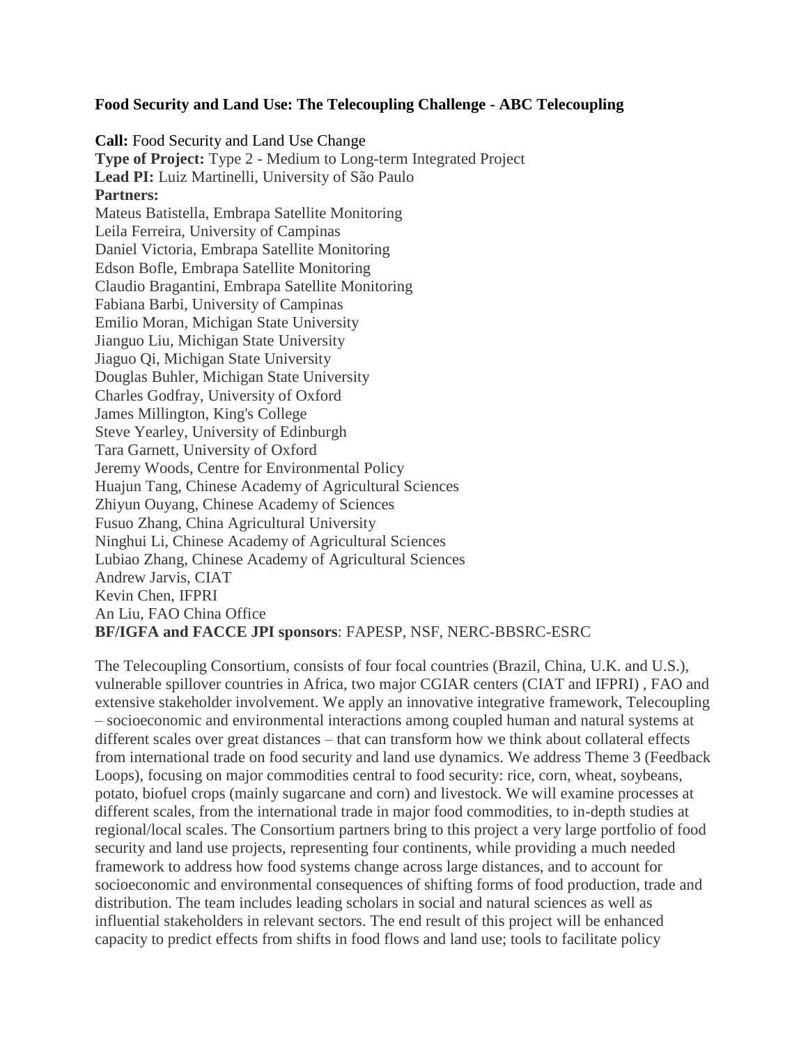**Food Security and Land Use: The Telecoupling Challenge - ABC Telecoupling**

**Call:** Food Security and Land Use Change
**Type of Project:** Type 2 - Medium to Long-term Integrated Project
**Lead PI:** Luiz Martinelli, University of São Paulo
**Partners:**
Mateus Batistella, Embrapa Satellite Monitoring
Leila Ferreira, University of Campinas
Daniel Victoria, Embrapa Satellite Monitoring
Edson Bofle, Embrapa Satellite Monitoring
Claudio Bragantini, Embrapa Satellite Monitoring
Fabiana Barbi, University of Campinas
Emilio Moran, Michigan State University
Jianguo Liu, Michigan State University
Jiaguo Qi, Michigan State University
Douglas Buhler, Michigan State University
Charles Godfray, University of Oxford
James Millington, King's College
Steve Yearley, University of Edinburgh
Tara Garnett, University of Oxford
Jeremy Woods, Centre for Environmental Policy
Huajun Tang, Chinese Academy of Agricultural Sciences
Zhiyun Ouyang, Chinese Academy of Sciences
Fusuo Zhang, China Agricultural University
Ninghui Li, Chinese Academy of Agricultural Sciences
Lubiao Zhang, Chinese Academy of Agricultural Sciences
Andrew Jarvis, CIAT
Kevin Chen, IFPRI
An Liu, FAO China Office
**BF/IGFA and FACCE JPI sponsors**: FAPESP, NSF, NERC-BBSRC-ESRC

The Telecoupling Consortium, consists of four focal countries (Brazil, China, U.K. and U.S.), vulnerable spillover countries in Africa, two major CGIAR centers (CIAT and IFPRI) , FAO and extensive stakeholder involvement. We apply an innovative integrative framework, Telecoupling – socioeconomic and environmental interactions among coupled human and natural systems at different scales over great distances – that can transform how we think about collateral effects from international trade on food security and land use dynamics. We address Theme 3 (Feedback Loops), focusing on major commodities central to food security: rice, corn, wheat, soybeans, potato, biofuel crops (mainly sugarcane and corn) and livestock. We will examine processes at different scales, from the international trade in major food commodities, to in-depth studies at regional/local scales. The Consortium partners bring to this project a very large portfolio of food security and land use projects, representing four continents, while providing a much needed framework to address how food systems change across large distances, and to account for socioeconomic and environmental consequences of shifting forms of food production, trade and distribution. The team includes leading scholars in social and natural sciences as well as influential stakeholders in relevant sectors. The end result of this project will be enhanced capacity to predict effects from shifts in food flows and land use; tools to facilitate policy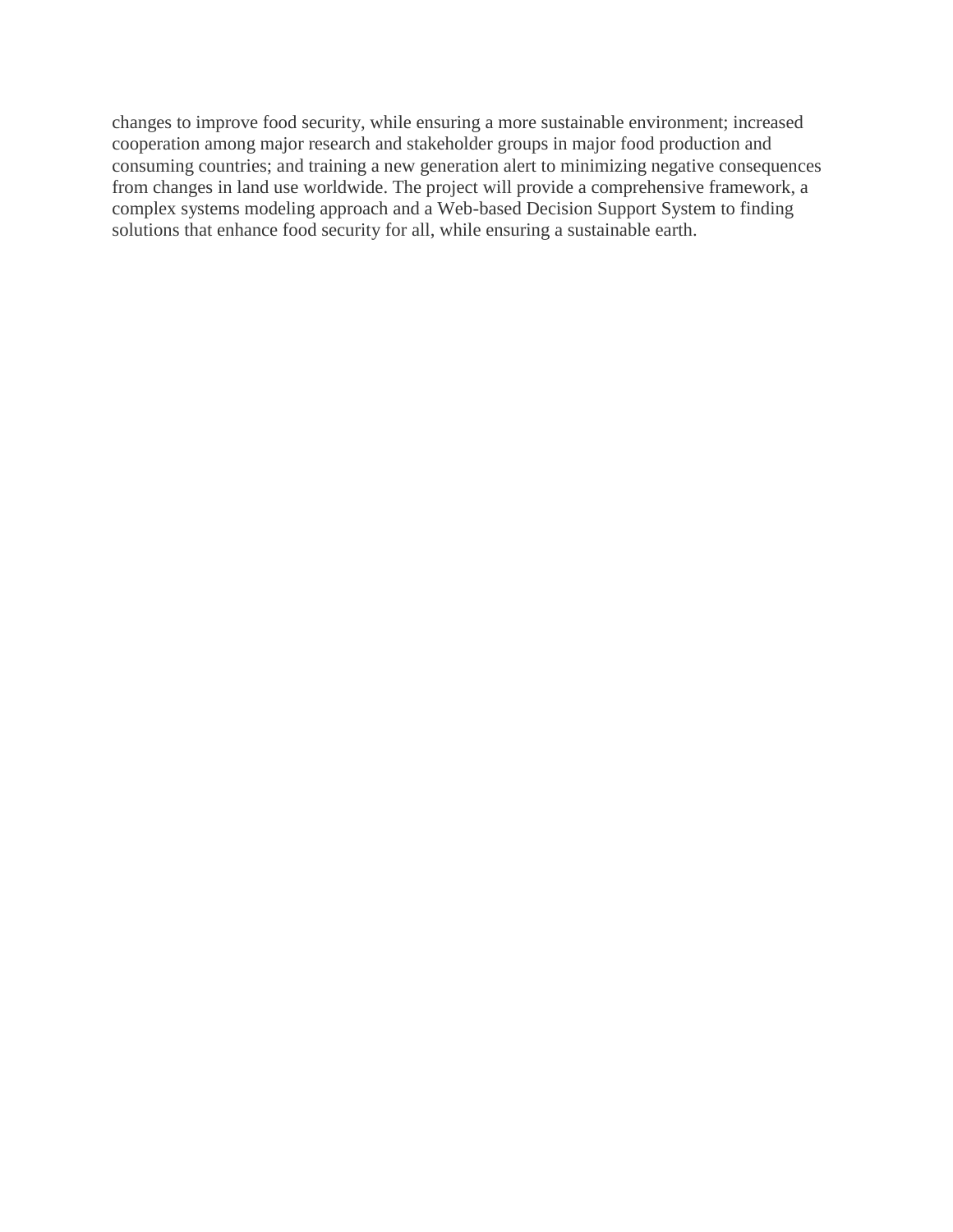changes to improve food security, while ensuring a more sustainable environment; increased cooperation among major research and stakeholder groups in major food production and consuming countries; and training a new generation alert to minimizing negative consequences from changes in land use worldwide. The project will provide a comprehensive framework, a complex systems modeling approach and a Web-based Decision Support System to finding solutions that enhance food security for all, while ensuring a sustainable earth.